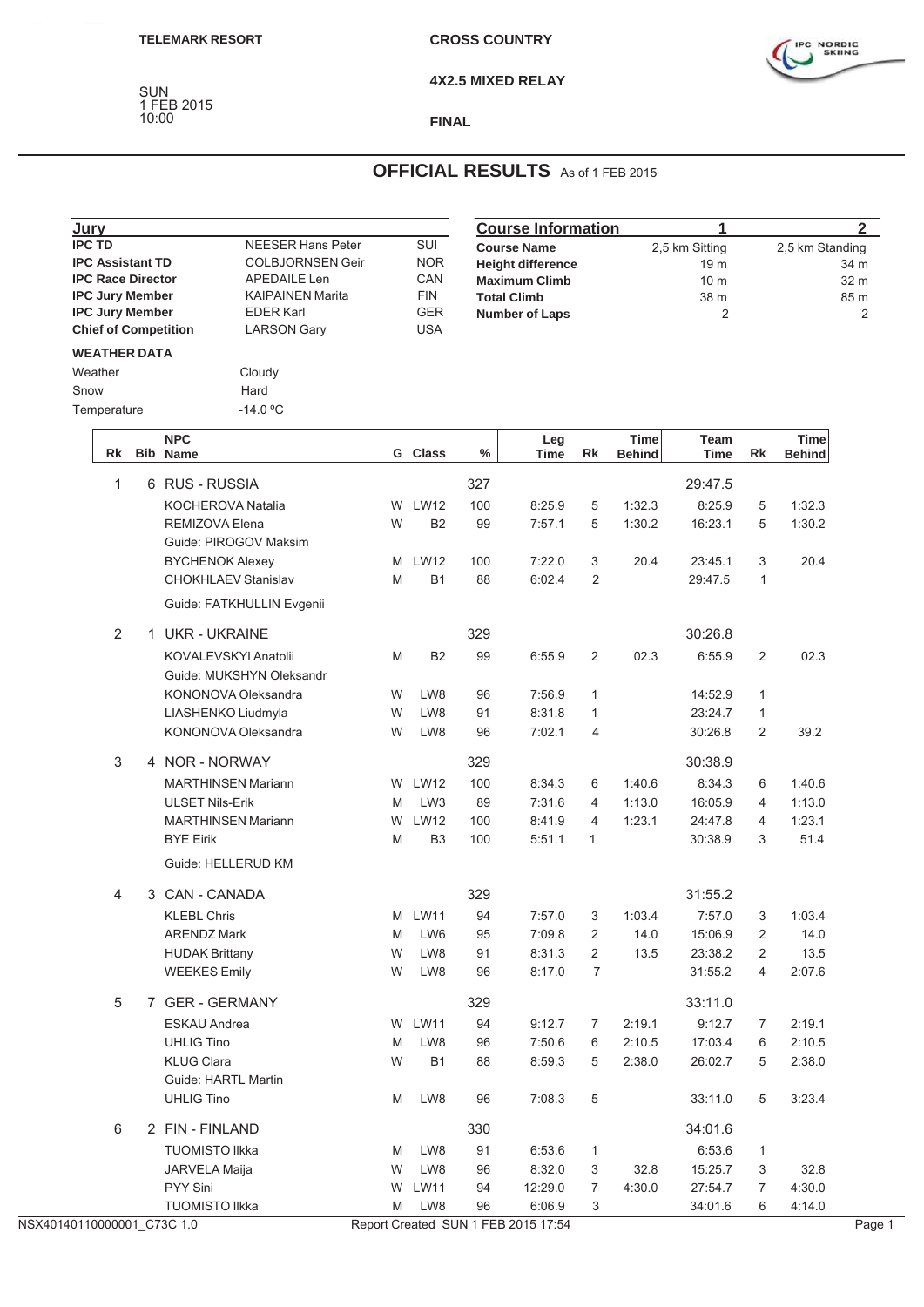TELEMARK RESORT

CROSS COUNTRY

4X2.5 MIXED RELAY

FINAL

SUN
1 FEB 2015
10:00

# OFFICIAL RESULTS As of 1 FEB 2015

| Jury | | |
|---|---|---|
| **IPC TD** | NEESER Hans Peter | SUI |
| **IPC Assistant TD** | COLBJORNSEN Geir | NOR |
| **IPC Race Director** | APEDAILE Len | CAN |
| **IPC Jury Member** | KAIPAINEN Marita | FIN |
| **IPC Jury Member** | EDER Karl | GER |
| **Chief of Competition** | LARSON Gary | USA |

| Course Information | 1 | 2 |
|---|---|---|
| **Course Name** | 2,5 km Sitting | 2,5 km Standing |
| **Height difference** | 19 m | 34 m |
| **Maximum Climb** | 10 m | 32 m |
| **Total Climb** | 38 m | 85 m |
| **Number of Laps** | 2 | 2 |

**WEATHER DATA**

| | |
|---|---|
| Weather | Cloudy |
| Snow | Hard |
| Temperature | -14.0 ºC |

| Rk | Bib | NPC Name | G | Class | % | Leg Time | Rk | Time Behind | Team Time | Rk | Time Behind |
|---|---|---|---|---|---|---|---|---|---|---|---|
| 1 | 6 | RUS - RUSSIA | | | 327 | | | | 29:47.5 | | |
| | | KOCHEROVA Natalia | W | LW12 | 100 | 8:25.9 | 5 | 1:32.3 | 8:25.9 | 5 | 1:32.3 |
| | | REMIZOVA Elena | W | B2 | 99 | 7:57.1 | 5 | 1:30.2 | 16:23.1 | 5 | 1:30.2 |
| | | Guide: PIROGOV Maksim | | | | | | | | | |
| | | BYCHENOK Alexey | M | LW12 | 100 | 7:22.0 | 3 | 20.4 | 23:45.1 | 3 | 20.4 |
| | | CHOKHLAEV Stanislav | M | B1 | 88 | 6:02.4 | 2 | | 29:47.5 | 1 | |
| | | Guide: FATKHULLIN Evgenii | | | | | | | | | |
| 2 | 1 | UKR - UKRAINE | | | 329 | | | | 30:26.8 | | |
| | | KOVALEVSKYI Anatolii | M | B2 | 99 | 6:55.9 | 2 | 02.3 | 6:55.9 | 2 | 02.3 |
| | | Guide: MUKSHYN Oleksandr | | | | | | | | | |
| | | KONONOVA Oleksandra | W | LW8 | 96 | 7:56.9 | 1 | | 14:52.9 | 1 | |
| | | LIASHENKO Liudmyla | W | LW8 | 91 | 8:31.8 | 1 | | 23:24.7 | 1 | |
| | | KONONOVA Oleksandra | W | LW8 | 96 | 7:02.1 | 4 | | 30:26.8 | 2 | 39.2 |
| 3 | 4 | NOR - NORWAY | | | 329 | | | | 30:38.9 | | |
| | | MARTHINSEN Mariann | W | LW12 | 100 | 8:34.3 | 6 | 1:40.6 | 8:34.3 | 6 | 1:40.6 |
| | | ULSET Nils-Erik | M | LW3 | 89 | 7:31.6 | 4 | 1:13.0 | 16:05.9 | 4 | 1:13.0 |
| | | MARTHINSEN Mariann | W | LW12 | 100 | 8:41.9 | 4 | 1:23.1 | 24:47.8 | 4 | 1:23.1 |
| | | BYE Eirik | M | B3 | 100 | 5:51.1 | 1 | | 30:38.9 | 3 | 51.4 |
| | | Guide: HELLERUD KM | | | | | | | | | |
| 4 | 3 | CAN - CANADA | | | 329 | | | | 31:55.2 | | |
| | | KLEBL Chris | M | LW11 | 94 | 7:57.0 | 3 | 1:03.4 | 7:57.0 | 3 | 1:03.4 |
| | | ARENDZ Mark | M | LW6 | 95 | 7:09.8 | 2 | 14.0 | 15:06.9 | 2 | 14.0 |
| | | HUDAK Brittany | W | LW8 | 91 | 8:31.3 | 2 | 13.5 | 23:38.2 | 2 | 13.5 |
| | | WEEKES Emily | W | LW8 | 96 | 8:17.0 | 7 | | 31:55.2 | 4 | 2:07.6 |
| 5 | 7 | GER - GERMANY | | | 329 | | | | 33:11.0 | | |
| | | ESKAU Andrea | W | LW11 | 94 | 9:12.7 | 7 | 2:19.1 | 9:12.7 | 7 | 2:19.1 |
| | | UHLIG Tino | M | LW8 | 96 | 7:50.6 | 6 | 2:10.5 | 17:03.4 | 6 | 2:10.5 |
| | | KLUG Clara | W | B1 | 88 | 8:59.3 | 5 | 2:38.0 | 26:02.7 | 5 | 2:38.0 |
| | | Guide: HARTL Martin | | | | | | | | | |
| | | UHLIG Tino | M | LW8 | 96 | 7:08.3 | 5 | | 33:11.0 | 5 | 3:23.4 |
| 6 | 2 | FIN - FINLAND | | | 330 | | | | 34:01.6 | | |
| | | TUOMISTO Ilkka | M | LW8 | 91 | 6:53.6 | 1 | | 6:53.6 | 1 | |
| | | JARVELA Maija | W | LW8 | 96 | 8:32.0 | 3 | 32.8 | 15:25.7 | 3 | 32.8 |
| | | PYY Sini | W | LW11 | 94 | 12:29.0 | 7 | 4:30.0 | 27:54.7 | 7 | 4:30.0 |
| | | TUOMISTO Ilkka | M | LW8 | 96 | 6:06.9 | 3 | | 34:01.6 | 6 | 4:14.0 |

NSX40140110000001_C73C 1.0 Report Created SUN 1 FEB 2015 17:54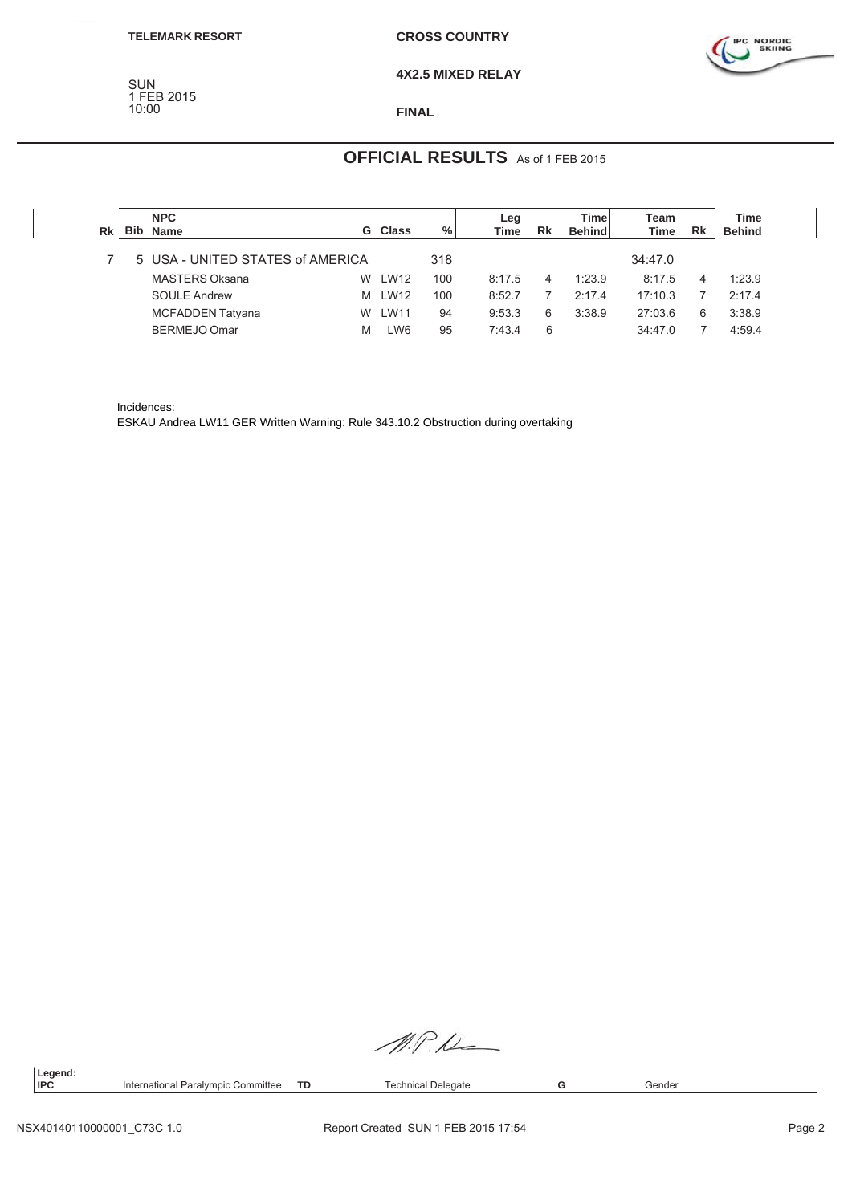TELEMARK RESORT

CROSS COUNTRY

4X2.5 MIXED RELAY

SUN
1 FEB 2015
10:00

FINAL

## OFFICIAL RESULTS As of 1 FEB 2015

| Rk | Bib | NPC Name | G | Class | % | Leg Time | Rk | Time Behind | Team Time | Rk | Time Behind |
|---|---|---|---|---|---|---|---|---|---|---|---|
| 7 | 5 | USA - UNITED STATES of AMERICA | | | 318 | | | | 34:47.0 | | |
| | | MASTERS Oksana | W | LW12 | 100 | 8:17.5 | 4 | 1:23.9 | 8:17.5 | 4 | 1:23.9 |
| | | SOULE Andrew | M | LW12 | 100 | 8:52.7 | 7 | 2:17.4 | 17:10.3 | 7 | 2:17.4 |
| | | MCFADDEN Tatyana | W | LW11 | 94 | 9:53.3 | 6 | 3:38.9 | 27:03.6 | 6 | 3:38.9 |
| | | BERMEJO Omar | M | LW6 | 95 | 7:43.4 | 6 | | 34:47.0 | 7 | 4:59.4 |

Incidences:
ESKAU Andrea LW11 GER Written Warning: Rule 343.10.2 Obstruction during overtaking

**Legend:**

| | | | | | |
|---|---|---|---|---|---|
| IPC | International Paralympic Committee | TD | Technical Delegate | G | Gender |

NSX40140110000001_C73C 1.0 Report Created SUN 1 FEB 2015 17:54